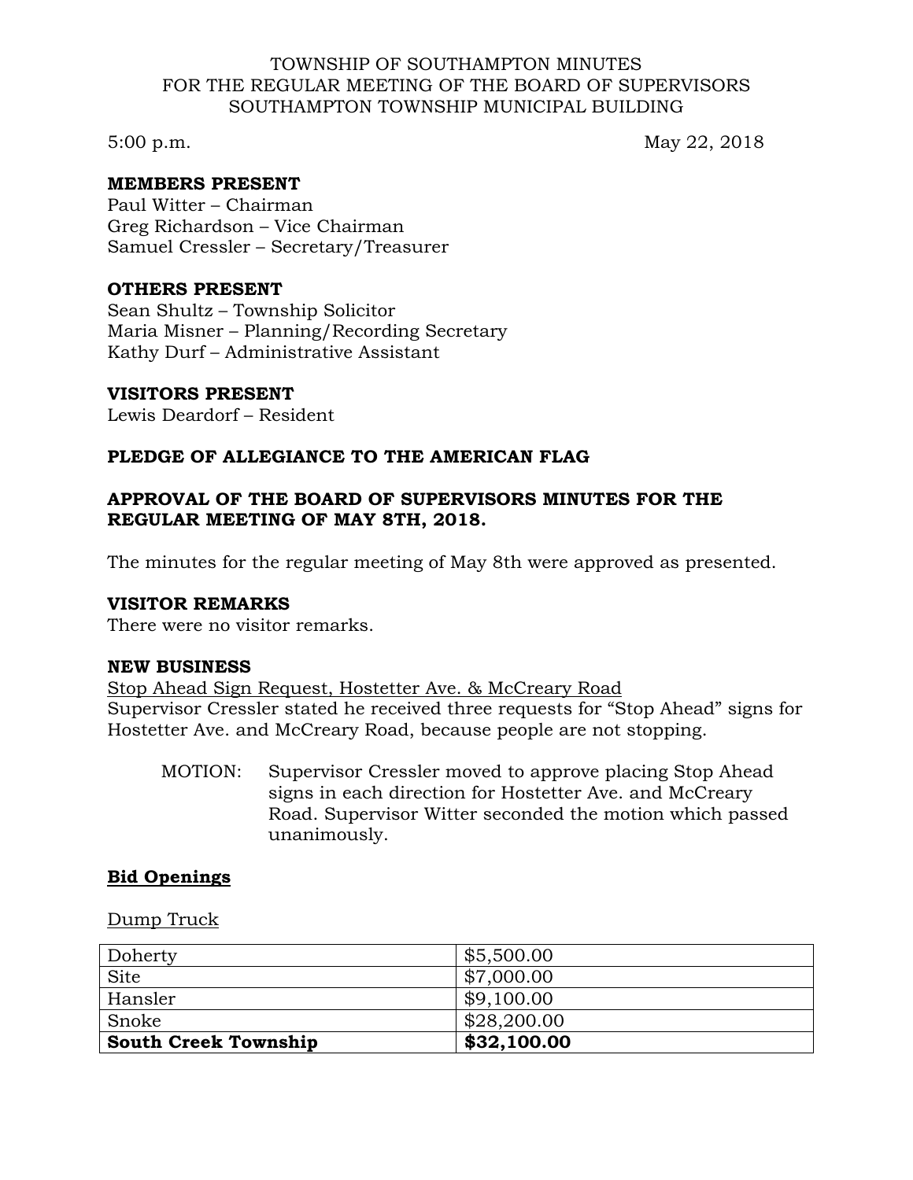TOWNSHIP OF SOUTHAMPTON MINUTES
FOR THE REGULAR MEETING OF THE BOARD OF SUPERVISORS
SOUTHAMPTON TOWNSHIP MUNICIPAL BUILDING

5:00 p.m. May 22, 2018

**MEMBERS PRESENT**
Paul Witter – Chairman
Greg Richardson – Vice Chairman
Samuel Cressler – Secretary/Treasurer

**OTHERS PRESENT**
Sean Shultz – Township Solicitor
Maria Misner – Planning/Recording Secretary
Kathy Durf – Administrative Assistant

**VISITORS PRESENT**
Lewis Deardorf – Resident

**PLEDGE OF ALLEGIANCE TO THE AMERICAN FLAG**

**APPROVAL OF THE BOARD OF SUPERVISORS MINUTES FOR THE REGULAR MEETING OF MAY 8TH, 2018.**

The minutes for the regular meeting of May 8th were approved as presented.

**VISITOR REMARKS**
There were no visitor remarks.

**NEW BUSINESS**
Stop Ahead Sign Request, Hostetter Ave. & McCreary Road
Supervisor Cressler stated he received three requests for "Stop Ahead" signs for Hostetter Ave. and McCreary Road, because people are not stopping.

MOTION: Supervisor Cressler moved to approve placing Stop Ahead signs in each direction for Hostetter Ave. and McCreary Road. Supervisor Witter seconded the motion which passed unanimously.

**Bid Openings**

Dump Truck

| | |
|---|---|
| Doherty | $5,500.00 |
| Site | $7,000.00 |
| Hansler | $9,100.00 |
| Snoke | $28,200.00 |
| **South Creek Township** | **$32,100.00** |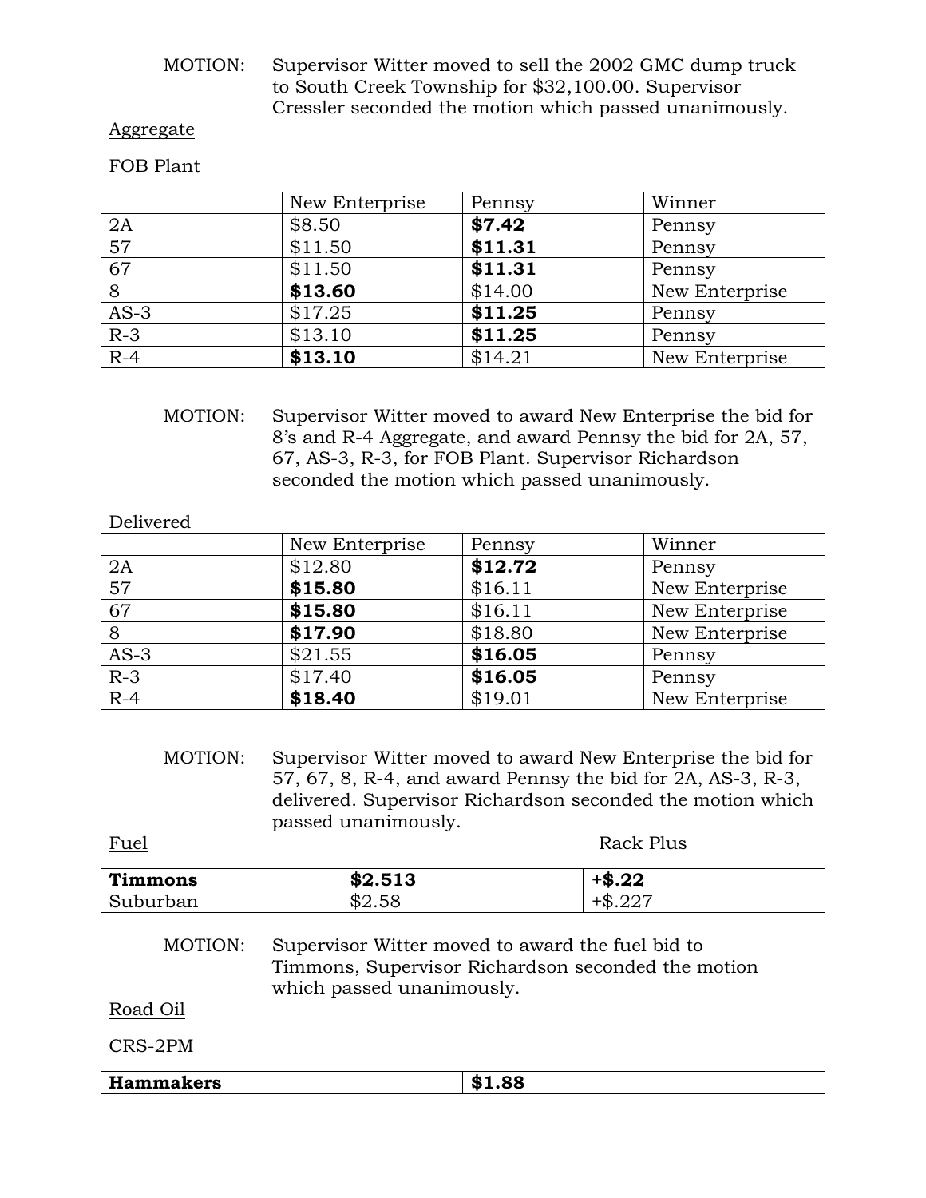MOTION: Supervisor Witter moved to sell the 2002 GMC dump truck to South Creek Township for $32,100.00. Supervisor Cressler seconded the motion which passed unanimously.

Aggregate

FOB Plant

| | New Enterprise | Pennsy | Winner |
|---|---|---|---|
| 2A | $8.50 | **$7.42** | Pennsy |
| 57 | $11.50 | **$11.31** | Pennsy |
| 67 | $11.50 | **$11.31** | Pennsy |
| 8 | **$13.60** | $14.00 | New Enterprise |
| AS-3 | $17.25 | **$11.25** | Pennsy |
| R-3 | $13.10 | **$11.25** | Pennsy |
| R-4 | **$13.10** | $14.21 | New Enterprise |

MOTION: Supervisor Witter moved to award New Enterprise the bid for 8's and R-4 Aggregate, and award Pennsy the bid for 2A, 57, 67, AS-3, R-3, for FOB Plant. Supervisor Richardson seconded the motion which passed unanimously.

Delivered

| | New Enterprise | Pennsy | Winner |
|---|---|---|---|
| 2A | $12.80 | **$12.72** | Pennsy |
| 57 | **$15.80** | $16.11 | New Enterprise |
| 67 | **$15.80** | $16.11 | New Enterprise |
| 8 | **$17.90** | $18.80 | New Enterprise |
| AS-3 | $21.55 | **$16.05** | Pennsy |
| R-3 | $17.40 | **$16.05** | Pennsy |
| R-4 | **$18.40** | $19.01 | New Enterprise |

MOTION: Supervisor Witter moved to award New Enterprise the bid for 57, 67, 8, R-4, and award Pennsy the bid for 2A, AS-3, R-3, delivered. Supervisor Richardson seconded the motion which passed unanimously.

Fuel

| | | Rack Plus |
|---|---|---|
| **Timmons** | **$2.513** | **+$.22** |
| Suburban | $2.58 | +$.227 |

MOTION: Supervisor Witter moved to award the fuel bid to Timmons, Supervisor Richardson seconded the motion which passed unanimously.

Road Oil

CRS-2PM

| | |
|---|---|
| **Hammakers** | **$1.88** |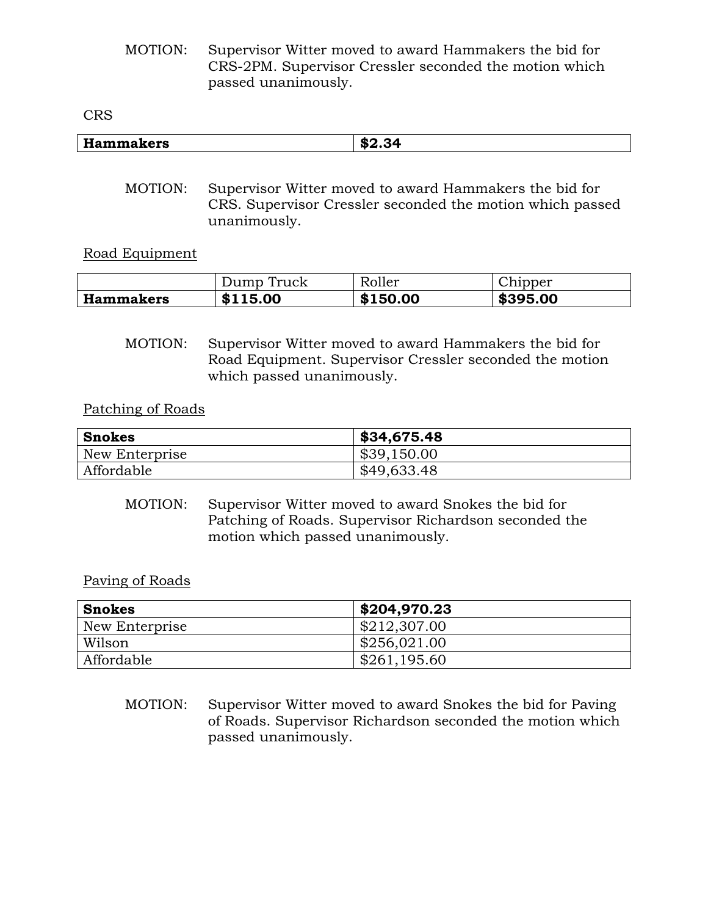MOTION: Supervisor Witter moved to award Hammakers the bid for CRS-2PM. Supervisor Cressler seconded the motion which passed unanimously.

CRS

| | |
|---|---|
| **Hammakers** | **$2.34** |

MOTION: Supervisor Witter moved to award Hammakers the bid for CRS. Supervisor Cressler seconded the motion which passed unanimously.

<u>Road Equipment</u>

| | Dump Truck | Roller | Chipper |
|---|---|---|---|
| **Hammakers** | **$115.00** | **$150.00** | **$395.00** |

MOTION: Supervisor Witter moved to award Hammakers the bid for Road Equipment. Supervisor Cressler seconded the motion which passed unanimously.

<u>Patching of Roads</u>

| | |
|---|---|
| **Snokes** | **$34,675.48** |
| New Enterprise | $39,150.00 |
| Affordable | $49,633.48 |

MOTION: Supervisor Witter moved to award Snokes the bid for Patching of Roads. Supervisor Richardson seconded the motion which passed unanimously.

<u>Paving of Roads</u>

| | |
|---|---|
| **Snokes** | **$204,970.23** |
| New Enterprise | $212,307.00 |
| Wilson | $256,021.00 |
| Affordable | $261,195.60 |

MOTION: Supervisor Witter moved to award Snokes the bid for Paving of Roads. Supervisor Richardson seconded the motion which passed unanimously.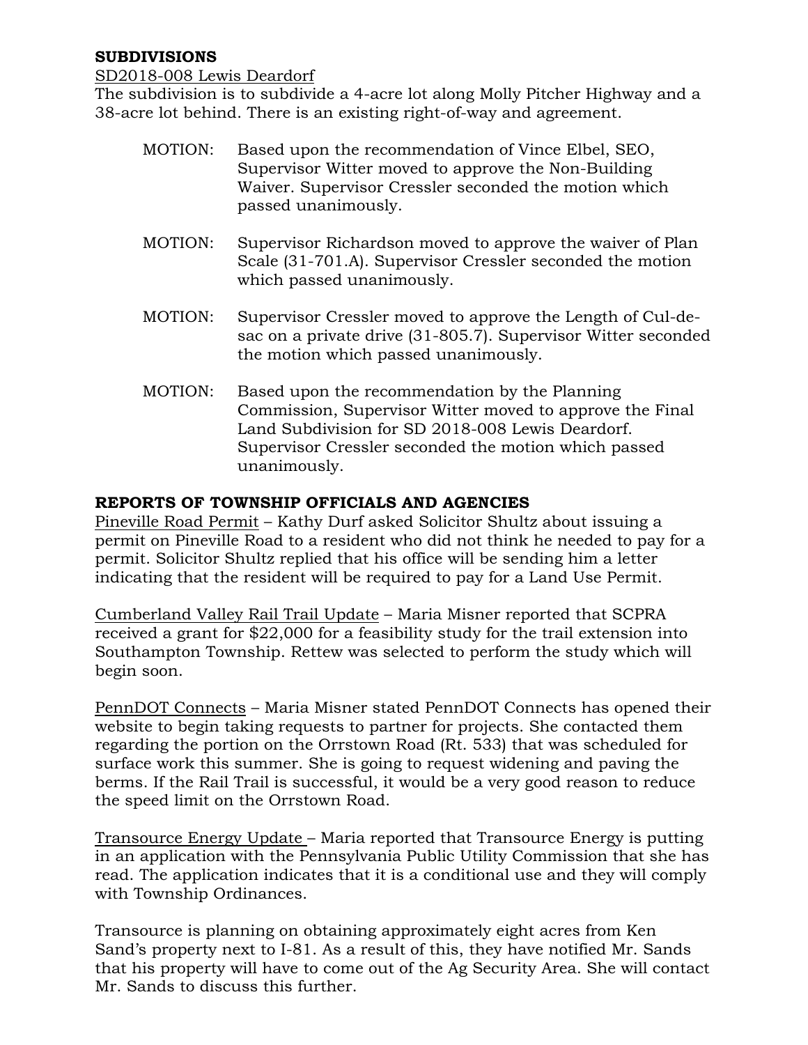## SUBDIVISIONS

SD2018-008 Lewis Deardorf

The subdivision is to subdivide a 4-acre lot along Molly Pitcher Highway and a 38-acre lot behind. There is an existing right-of-way and agreement.

MOTION: Based upon the recommendation of Vince Elbel, SEO, Supervisor Witter moved to approve the Non-Building Waiver. Supervisor Cressler seconded the motion which passed unanimously.

MOTION: Supervisor Richardson moved to approve the waiver of Plan Scale (31-701.A). Supervisor Cressler seconded the motion which passed unanimously.

MOTION: Supervisor Cressler moved to approve the Length of Cul-de-sac on a private drive (31-805.7). Supervisor Witter seconded the motion which passed unanimously.

MOTION: Based upon the recommendation by the Planning Commission, Supervisor Witter moved to approve the Final Land Subdivision for SD 2018-008 Lewis Deardorf. Supervisor Cressler seconded the motion which passed unanimously.

## REPORTS OF TOWNSHIP OFFICIALS AND AGENCIES

Pineville Road Permit – Kathy Durf asked Solicitor Shultz about issuing a permit on Pineville Road to a resident who did not think he needed to pay for a permit. Solicitor Shultz replied that his office will be sending him a letter indicating that the resident will be required to pay for a Land Use Permit.

Cumberland Valley Rail Trail Update – Maria Misner reported that SCPRA received a grant for $22,000 for a feasibility study for the trail extension into Southampton Township. Rettew was selected to perform the study which will begin soon.

PennDOT Connects – Maria Misner stated PennDOT Connects has opened their website to begin taking requests to partner for projects. She contacted them regarding the portion on the Orrstown Road (Rt. 533) that was scheduled for surface work this summer. She is going to request widening and paving the berms. If the Rail Trail is successful, it would be a very good reason to reduce the speed limit on the Orrstown Road.

Transource Energy Update – Maria reported that Transource Energy is putting in an application with the Pennsylvania Public Utility Commission that she has read. The application indicates that it is a conditional use and they will comply with Township Ordinances.

Transource is planning on obtaining approximately eight acres from Ken Sand's property next to I-81. As a result of this, they have notified Mr. Sands that his property will have to come out of the Ag Security Area. She will contact Mr. Sands to discuss this further.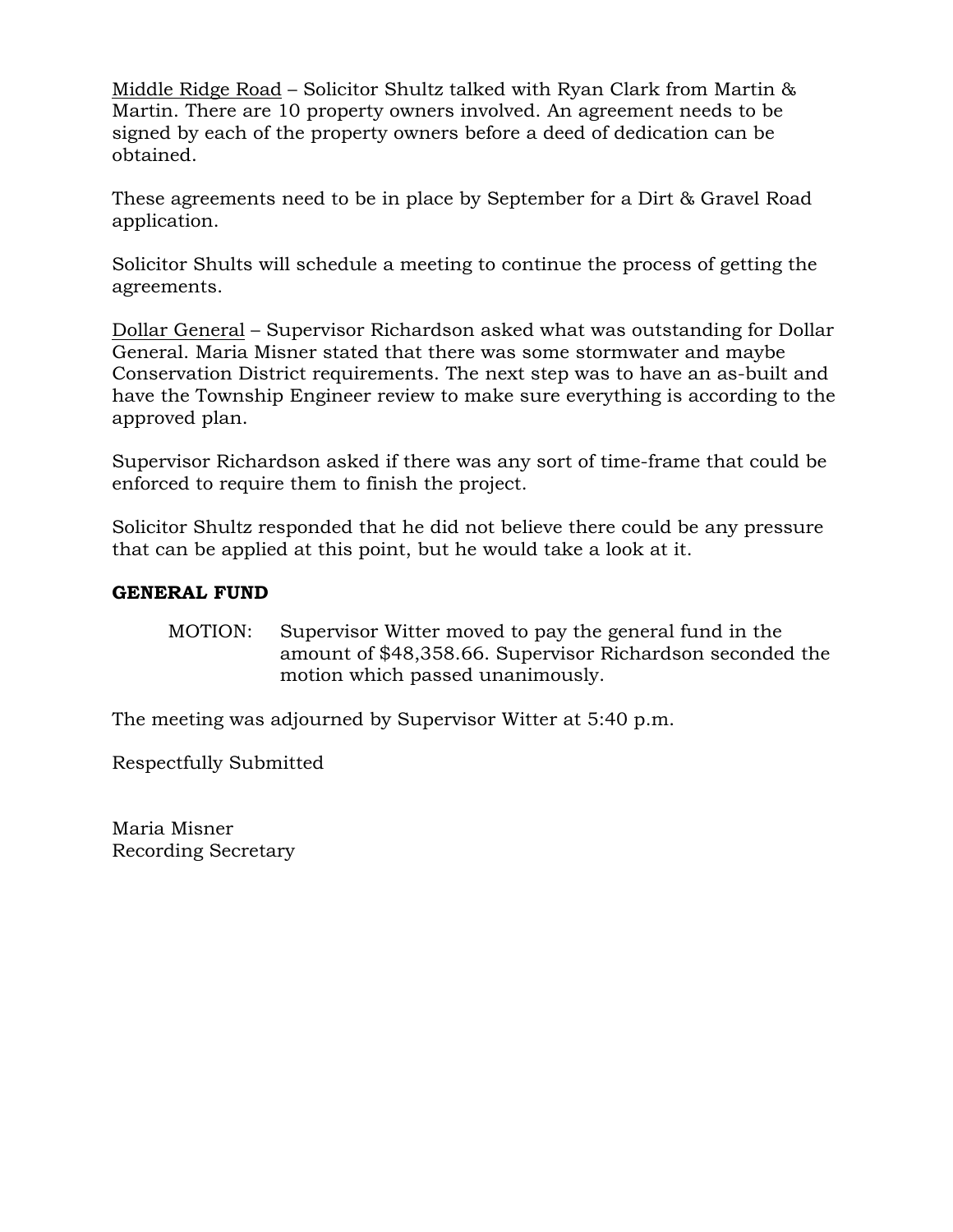<u>Middle Ridge Road</u> – Solicitor Shultz talked with Ryan Clark from Martin & Martin. There are 10 property owners involved. An agreement needs to be signed by each of the property owners before a deed of dedication can be obtained.

These agreements need to be in place by September for a Dirt & Gravel Road application.

Solicitor Shults will schedule a meeting to continue the process of getting the agreements.

<u>Dollar General</u> – Supervisor Richardson asked what was outstanding for Dollar General. Maria Misner stated that there was some stormwater and maybe Conservation District requirements. The next step was to have an as-built and have the Township Engineer review to make sure everything is according to the approved plan.

Supervisor Richardson asked if there was any sort of time-frame that could be enforced to require them to finish the project.

Solicitor Shultz responded that he did not believe there could be any pressure that can be applied at this point, but he would take a look at it.

**GENERAL FUND**

MOTION: Supervisor Witter moved to pay the general fund in the amount of $48,358.66. Supervisor Richardson seconded the motion which passed unanimously.

The meeting was adjourned by Supervisor Witter at 5:40 p.m.

Respectfully Submitted

Maria Misner
Recording Secretary